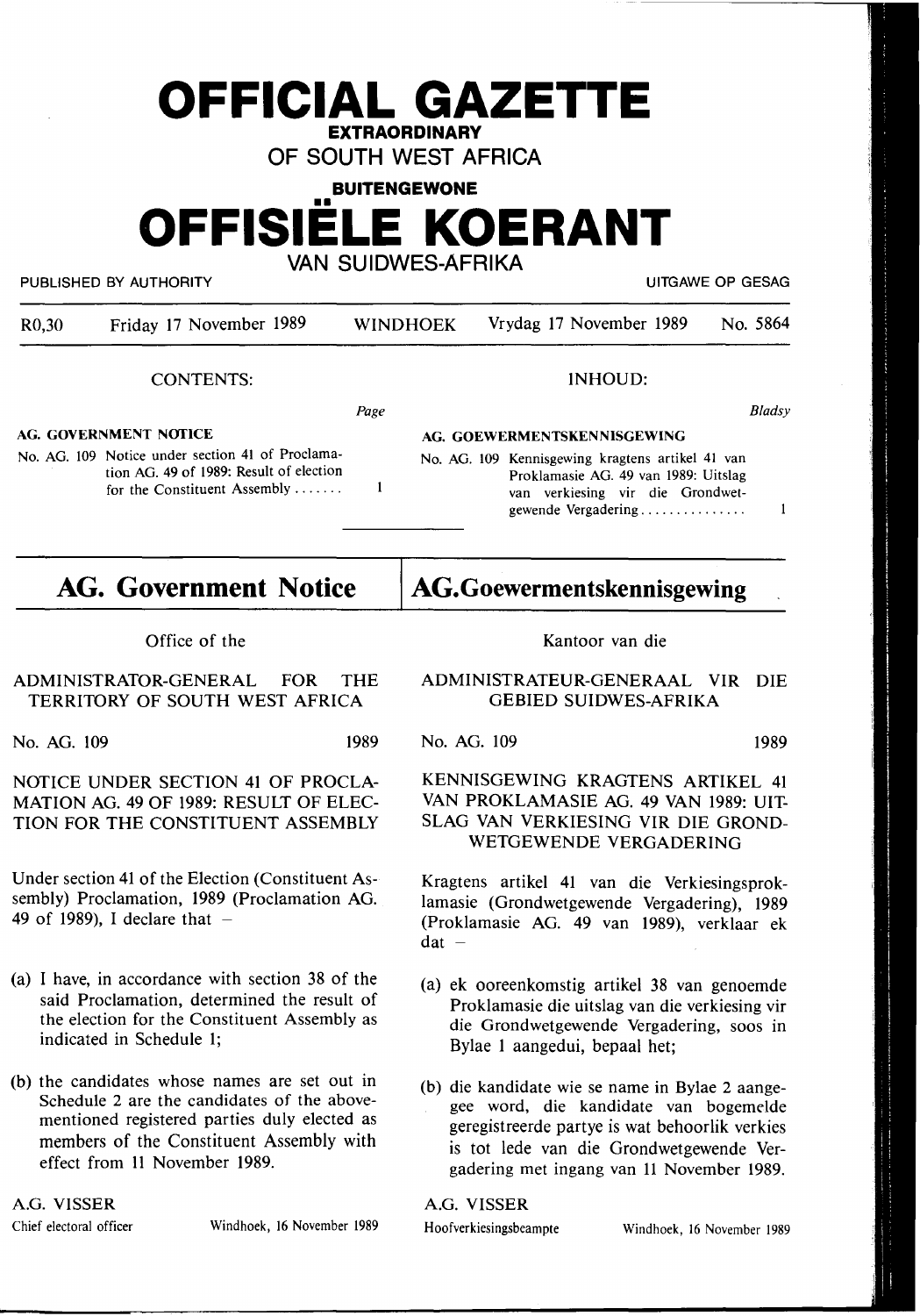# OFFICIAL GAZETTE

**EXTRAORDINARY**

OF SOUTH WEST AFRICA

**BUITENGEWONE**

# OFFISIËLE KOERANT

VAN SUIDWES-AFRIKA

PUBLISHED BY AUTHORITY — UITGAWE OP GESAG

| R0,30 | Friday 17 November 1989 | WINDHOEK | Vrydag 17 November 1989 | No. 5864 |
|---|---|---|---|---|

CONTENTS: — INHOUD:

| | Page |
|---|---|
| **AG. GOVERNMENT NOTICE** | |
| No. AG. 109 Notice under section 41 of Proclamation AG. 49 of 1989: Result of election for the Constituent Assembly ....... | 1 |

| | Bladsy |
|---|---|
| **AG. GOEWERMENTSKENNISGEWING** | |
| No. AG. 109 Kennisgewing kragtens artikel 41 van Proklamasie AG. 49 van 1989: Uitslag van verkiesing vir die Grondwetgewende Vergadering ............... | 1 |

## AG. Government Notice

Office of the

ADMINISTRATOR-GENERAL FOR THE TERRITORY OF SOUTH WEST AFRICA

No. AG. 109 — 1989

NOTICE UNDER SECTION 41 OF PROCLAMATION AG. 49 OF 1989: RESULT OF ELECTION FOR THE CONSTITUENT ASSEMBLY

Under section 41 of the Election (Constituent Assembly) Proclamation, 1989 (Proclamation AG. 49 of 1989), I declare that –

(a) I have, in accordance with section 38 of the said Proclamation, determined the result of the election for the Constituent Assembly as indicated in Schedule 1;

(b) the candidates whose names are set out in Schedule 2 are the candidates of the abovementioned registered parties duly elected as members of the Constituent Assembly with effect from 11 November 1989.

A.G. VISSER

Chief electoral officer — Windhoek, 16 November 1989

## AG. Goewermentskennisgewing

Kantoor van die

ADMINISTRATEUR-GENERAAL VIR DIE GEBIED SUIDWES-AFRIKA

No. AG. 109 — 1989

KENNISGEWING KRAGTENS ARTIKEL 41 VAN PROKLAMASIE AG. 49 VAN 1989: UITSLAG VAN VERKIESING VIR DIE GRONDWETGEWENDE VERGADERING

Kragtens artikel 41 van die Verkiesingsproklamasie (Grondwetgewende Vergadering), 1989 (Proklamasie AG. 49 van 1989), verklaar ek dat –

(a) ek ooreenkomstig artikel 38 van genoemde Proklamasie die uitslag van die verkiesing vir die Grondwetgewende Vergadering, soos in Bylae 1 aangedui, bepaal het;

(b) die kandidate wie se name in Bylae 2 aangegee word, die kandidate van bogemelde geregistreerde partye is wat behoorlik verkies is tot lede van die Grondwetgewende Vergadering met ingang van 11 November 1989.

A.G. VISSER

Hoofverkiesingsbeampte — Windhoek, 16 November 1989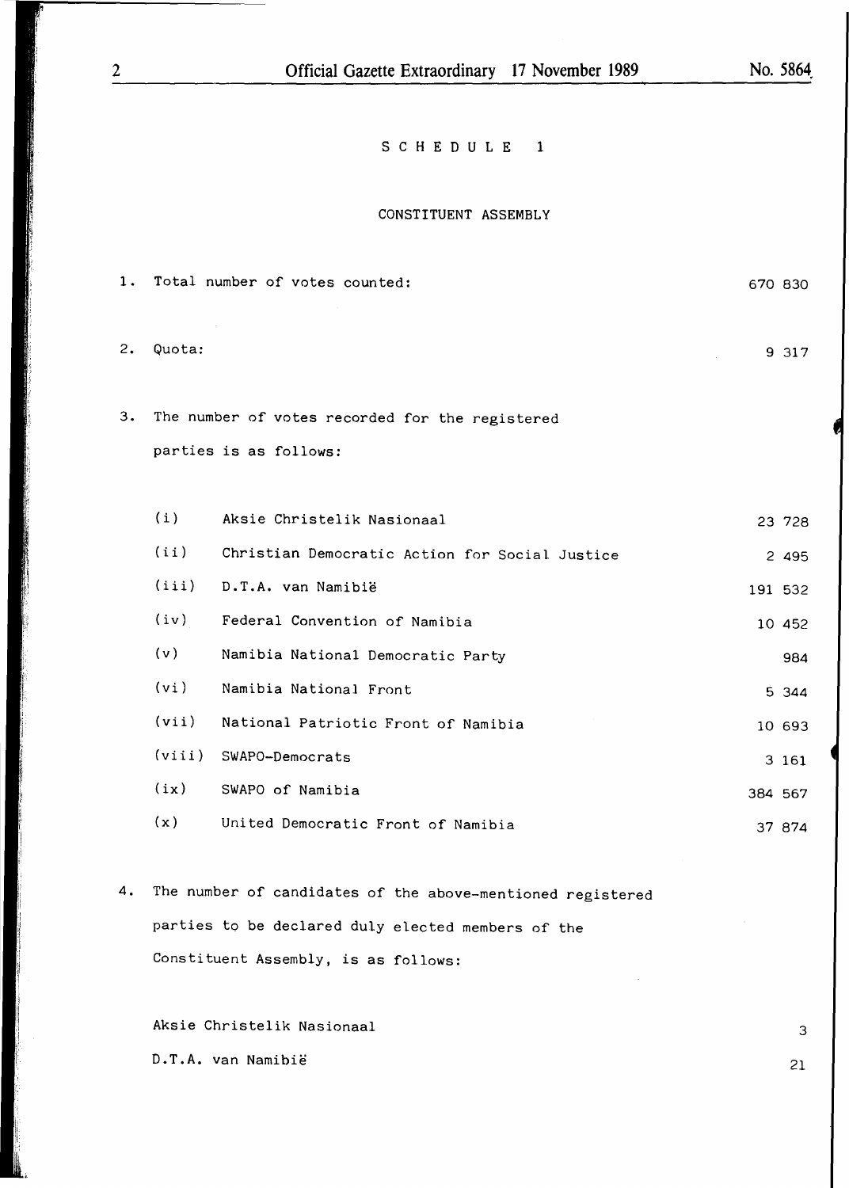## SCHEDULE 1

### CONSTITUENT ASSEMBLY

1. Total number of votes counted: 670 830

2. Quota: 9 317

3. The number of votes recorded for the registered parties is as follows:

| | | |
|---|---|---|
| (i) | Aksie Christelik Nasionaal | 23 728 |
| (ii) | Christian Democratic Action for Social Justice | 2 495 |
| (iii) | D.T.A. van Namibië | 191 532 |
| (iv) | Federal Convention of Namibia | 10 452 |
| (v) | Namibia National Democratic Party | 984 |
| (vi) | Namibia National Front | 5 344 |
| (vii) | National Patriotic Front of Namibia | 10 693 |
| (viii) | SWAPO-Democrats | 3 161 |
| (ix) | SWAPO of Namibia | 384 567 |
| (x) | United Democratic Front of Namibia | 37 874 |

4. The number of candidates of the above-mentioned registered parties to be declared duly elected members of the Constituent Assembly, is as follows:

| | |
|---|---|
| Aksie Christelik Nasionaal | 3 |
| D.T.A. van Namibië | 21 |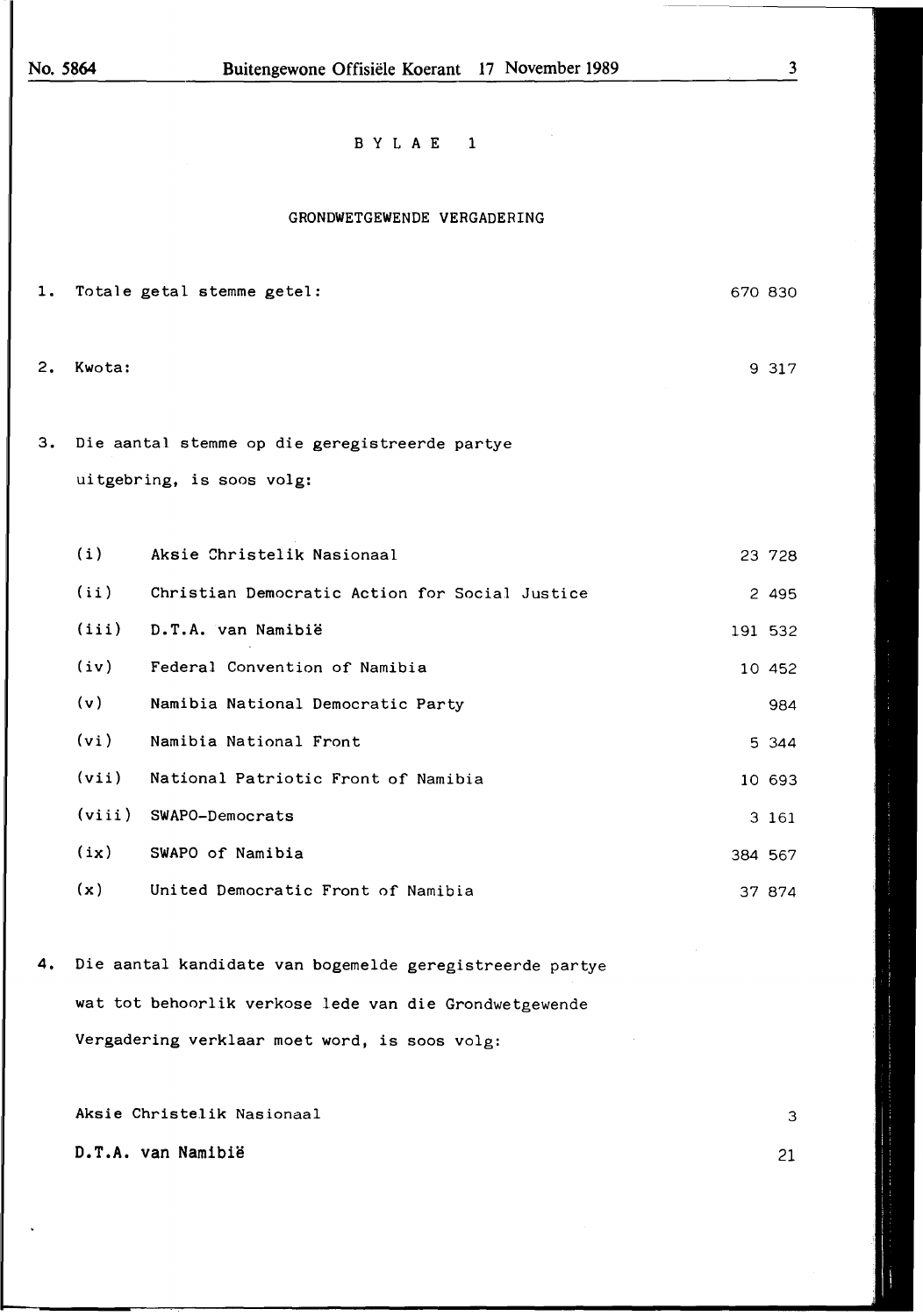# BYLAE 1

## GRONDWETGEWENDE VERGADERING

1. Totale getal stemme getel: 670 830

2. Kwota: 9 317

3. Die aantal stemme op die geregistreerde partye uitgebring, is soos volg:

| | | |
|---|---|---|
| (i) | Aksie Christelik Nasionaal | 23 728 |
| (ii) | Christian Democratic Action for Social Justice | 2 495 |
| (iii) | D.T.A. van Namibië | 191 532 |
| (iv) | Federal Convention of Namibia | 10 452 |
| (v) | Namibia National Democratic Party | 984 |
| (vi) | Namibia National Front | 5 344 |
| (vii) | National Patriotic Front of Namibia | 10 693 |
| (viii) | SWAPO-Democrats | 3 161 |
| (ix) | SWAPO of Namibia | 384 567 |
| (x) | United Democratic Front of Namibia | 37 874 |

4. Die aantal kandidate van bogemelde geregistreerde partye wat tot behoorlik verkose lede van die Grondwetgewende Vergadering verklaar moet word, is soos volg:

| | |
|---|---|
| Aksie Christelik Nasionaal | 3 |
| D.T.A. van Namibië | 21 |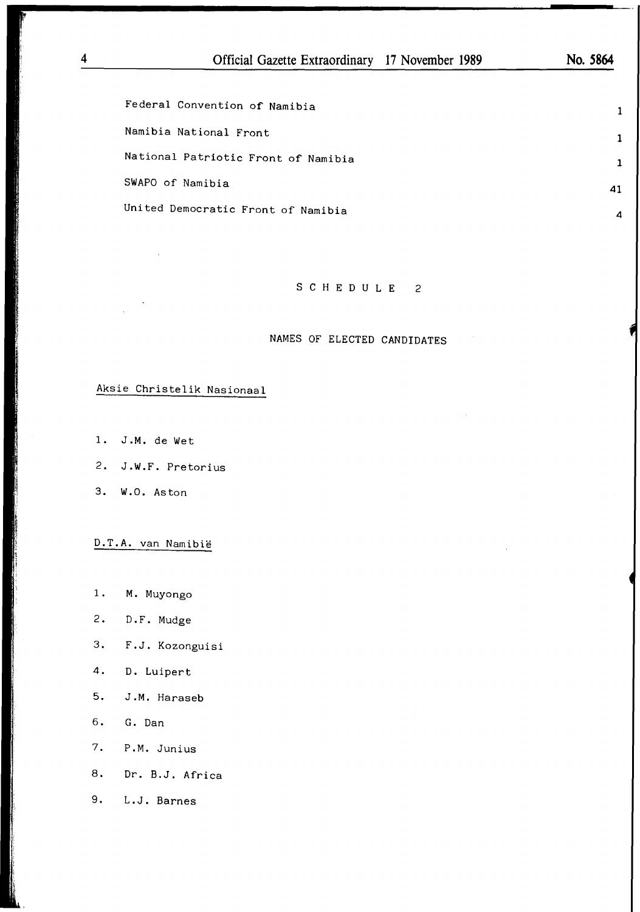| | |
|---|---|
| Federal Convention of Namibia | 1 |
| Namibia National Front | 1 |
| National Patriotic Front of Namibia | 1 |
| SWAPO of Namibia | 41 |
| United Democratic Front of Namibia | 4 |

## SCHEDULE 2

### NAMES OF ELECTED CANDIDATES

Aksie Christelik Nasionaal

1. J.M. de Wet
2. J.W.F. Pretorius
3. W.O. Aston

D.T.A. van Namibië

1. M. Muyongo
2. D.F. Mudge
3. F.J. Kozonguisi
4. D. Luipert
5. J.M. Haraseb
6. G. Dan
7. P.M. Junius
8. Dr. B.J. Africa
9. L.J. Barnes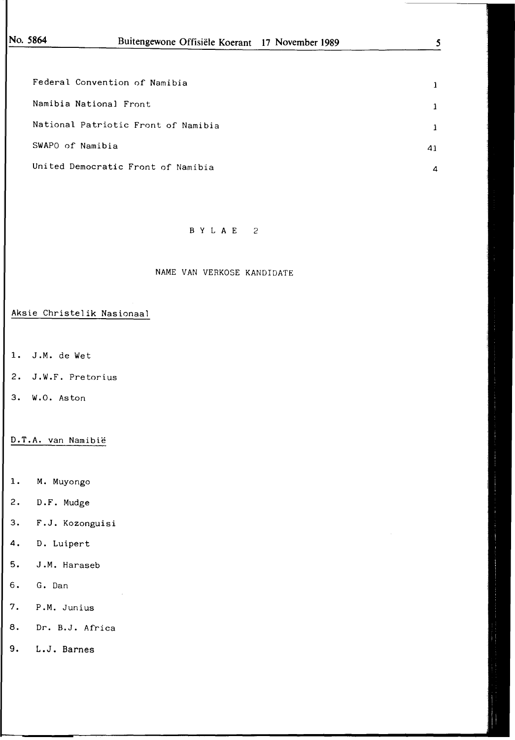| | |
|---|---|
| Federal Convention of Namibia | 1 |
| Namibia National Front | 1 |
| National Patriotic Front of Namibia | 1 |
| SWAPO of Namibia | 41 |
| United Democratic Front of Namibia | 4 |

## B Y L A E 2

### NAME VAN VERKOSE KANDIDATE

Aksie Christelik Nasionaal

1. J.M. de Wet
2. J.W.F. Pretorius
3. W.O. Aston

D.T.A. van Namibië

1. M. Muyongo
2. D.F. Mudge
3. F.J. Kozonguisi
4. D. Luipert
5. J.M. Haraseb
6. G. Dan
7. P.M. Junius
8. Dr. B.J. Africa
9. L.J. Barnes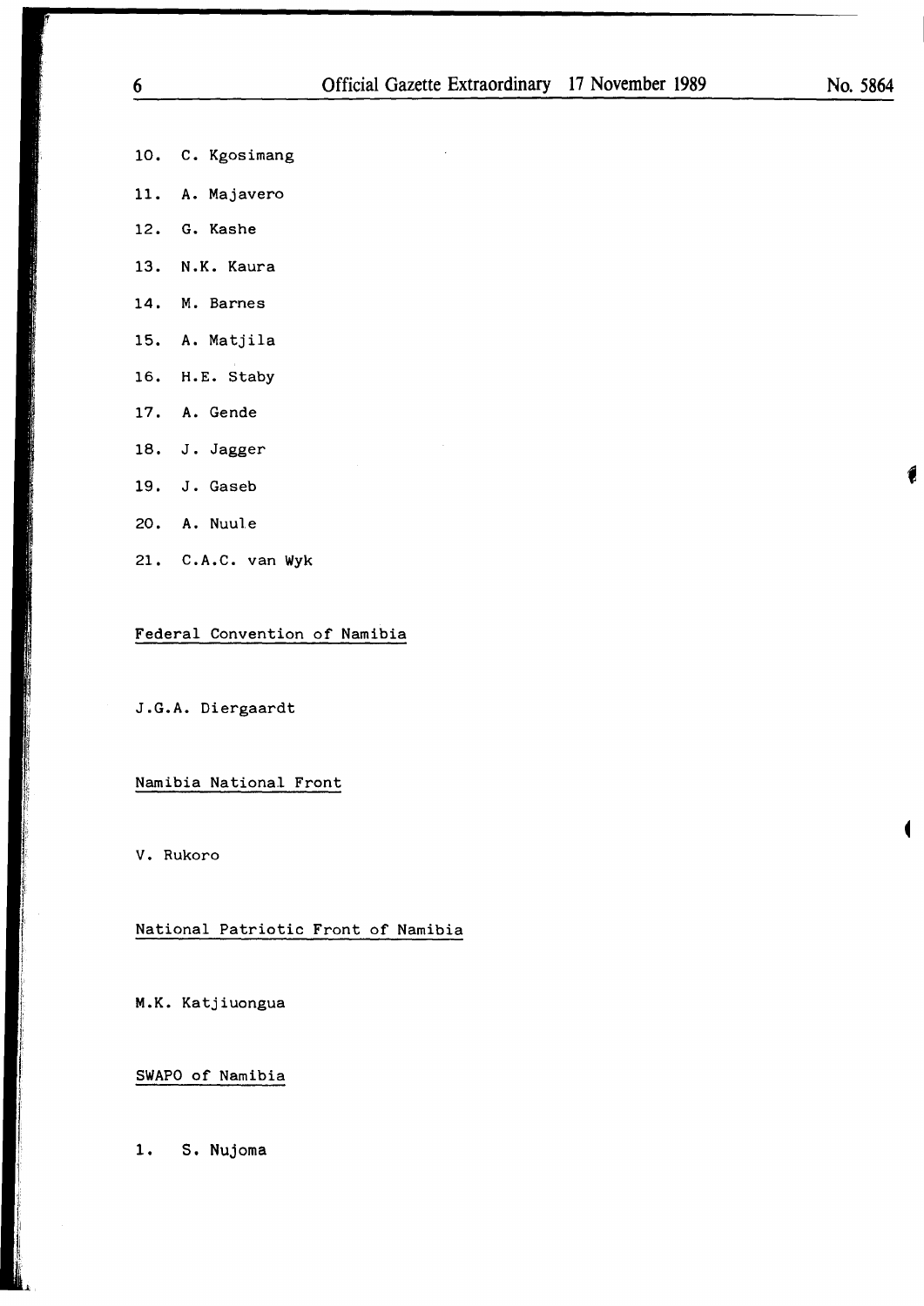10. C. Kgosimang

11. A. Majavero

12. G. Kashe

13. N.K. Kaura

14. M. Barnes

15. A. Matjila

16. H.E. Staby

17. A. Gende

18. J. Jagger

19. J. Gaseb

20. A. Nuule

21. C.A.C. van Wyk

Federal Convention of Namibia

J.G.A. Diergaardt

Namibia National Front

V. Rukoro

National Patriotic Front of Namibia

M.K. Katjiuongua

SWAPO of Namibia

1. S. Nujoma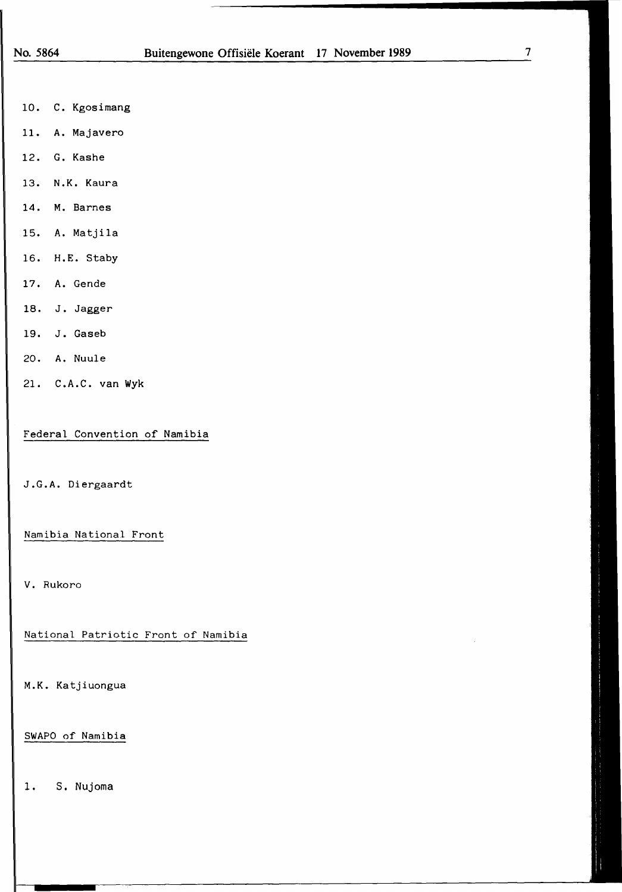10. C. Kgosimang
11. A. Majavero
12. G. Kashe
13. N.K. Kaura
14. M. Barnes
15. A. Matjila
16. H.E. Staby
17. A. Gende
18. J. Jagger
19. J. Gaseb
20. A. Nuule
21. C.A.C. van Wyk

Federal Convention of Namibia

J.G.A. Diergaardt

Namibia National Front

V. Rukoro

National Patriotic Front of Namibia

M.K. Katjiuongua

SWAPO of Namibia

1. S. Nujoma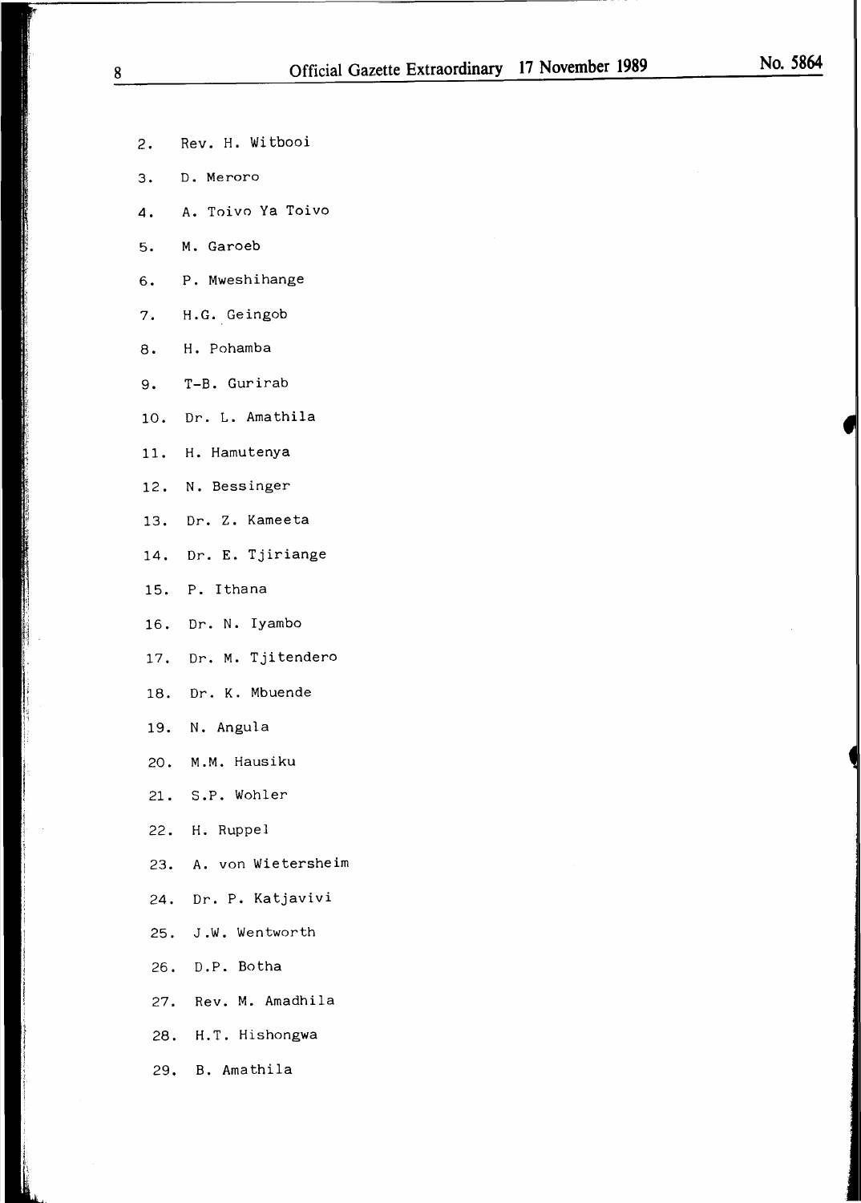2. Rev. H. Witbooi
3. D. Meroro
4. A. Toivo Ya Toivo
5. M. Garoeb
6. P. Mweshihange
7. H.G. Geingob
8. H. Pohamba
9. T-B. Gurirab
10. Dr. L. Amathila
11. H. Hamutenya
12. N. Bessinger
13. Dr. Z. Kameeta
14. Dr. E. Tjiriange
15. P. Ithana
16. Dr. N. Iyambo
17. Dr. M. Tjitendero
18. Dr. K. Mbuende
19. N. Angula
20. M.M. Hausiku
21. S.P. Wohler
22. H. Ruppel
23. A. von Wietersheim
24. Dr. P. Katjavivi
25. J.W. Wentworth
26. D.P. Botha
27. Rev. M. Amadhila
28. H.T. Hishongwa
29. B. Amathila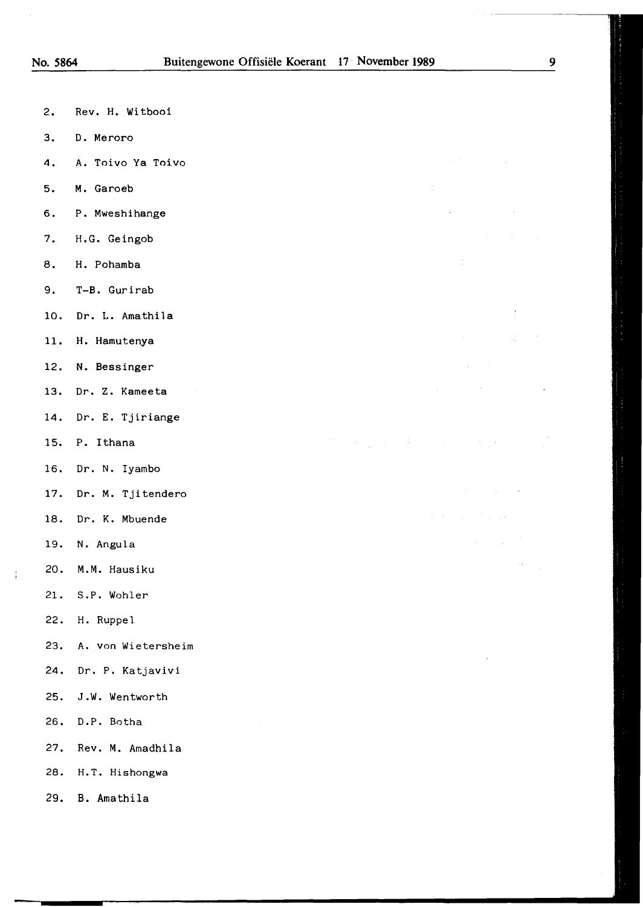2. Rev. H. Witbooi
3. D. Meroro
4. A. Toivo Ya Toivo
5. M. Garoeb
6. P. Mweshihange
7. H.G. Geingob
8. H. Pohamba
9. T-B. Gurirab
10. Dr. L. Amathila
11. H. Hamutenya
12. N. Bessinger
13. Dr. Z. Kameeta
14. Dr. E. Tjiriange
15. P. Ithana
16. Dr. N. Iyambo
17. Dr. M. Tjitendero
18. Dr. K. Mbuende
19. N. Angula
20. M.M. Hausiku
21. S.P. Wohler
22. H. Ruppel
23. A. von Wietersheim
24. Dr. P. Katjavivi
25. J.W. Wentworth
26. D.P. Botha
27. Rev. M. Amadhila
28. H.T. Hishongwa
29. B. Amathila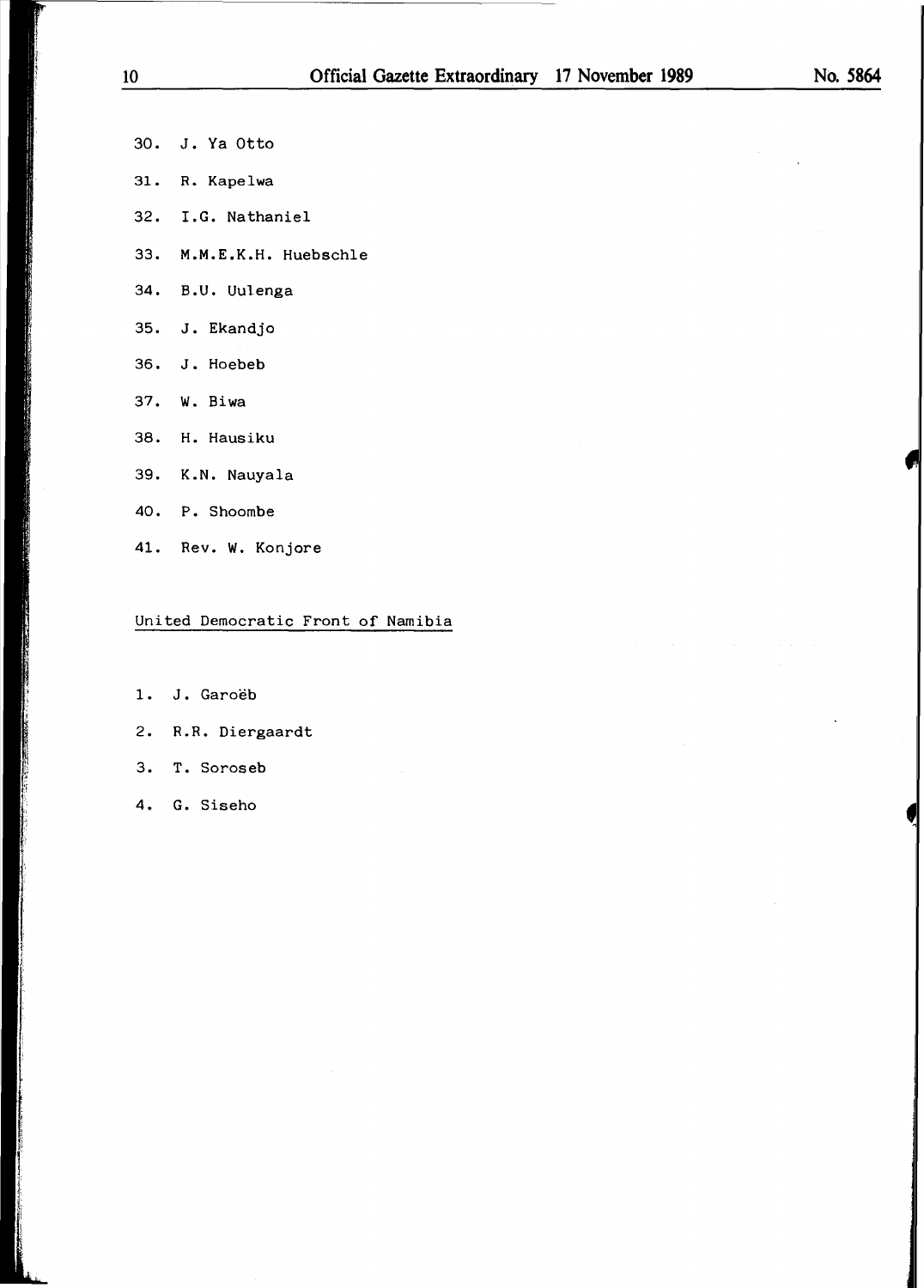30. J. Ya Otto
31. R. Kapelwa
32. I.G. Nathaniel
33. M.M.E.K.H. Huebschle
34. B.U. Uulenga
35. J. Ekandjo
36. J. Hoebeb
37. W. Biwa
38. H. Hausiku
39. K.N. Nauyala
40. P. Shoombe
41. Rev. W. Konjore

<u>United Democratic Front of Namibia</u>

1. J. Garoëb
2. R.R. Diergaardt
3. T. Soroseb
4. G. Siseho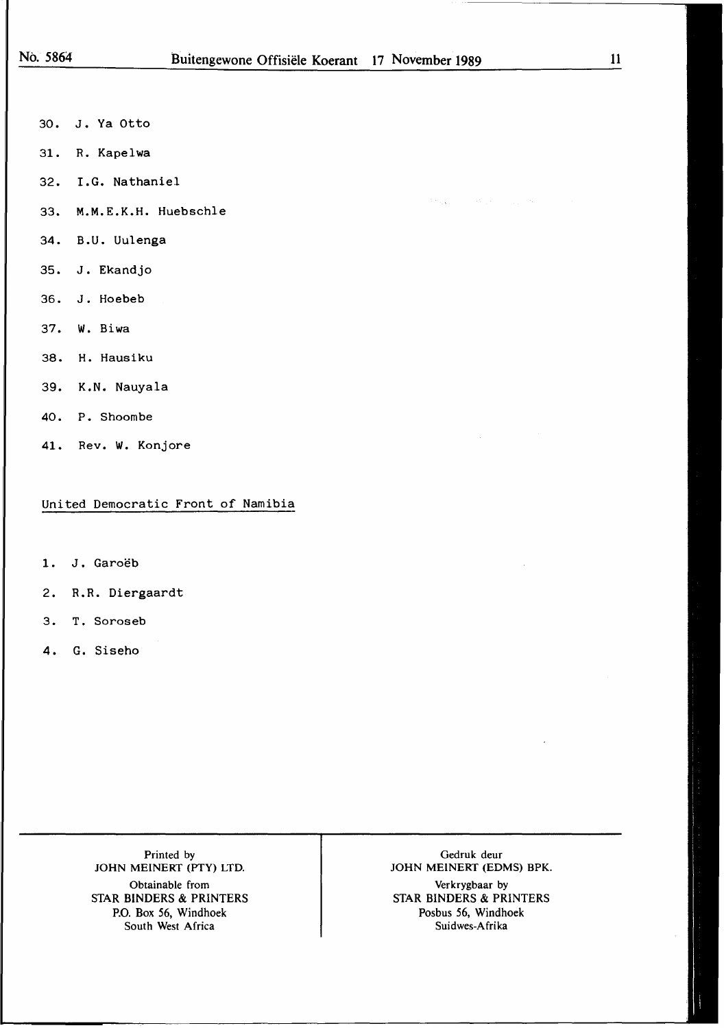30. J. Ya Otto
31. R. Kapelwa
32. I.G. Nathaniel
33. M.M.E.K.H. Huebschle
34. B.U. Uulenga
35. J. Ekandjo
36. J. Hoebeb
37. W. Biwa
38. H. Hausiku
39. K.N. Nauyala
40. P. Shoombe
41. Rev. W. Konjore

United Democratic Front of Namibia

1. J. Garoëb
2. R.R. Diergaardt
3. T. Soroseb
4. G. Siseho

| | |
|---|---|
| Printed by<br>JOHN MEINERT (PTY) LTD.<br>Obtainable from<br>STAR BINDERS & PRINTERS<br>P.O. Box 56, Windhoek<br>South West Africa | Gedruk deur<br>JOHN MEINERT (EDMS) BPK.<br>Verkrygbaar by<br>STAR BINDERS & PRINTERS<br>Posbus 56, Windhoek<br>Suidwes-Afrika |